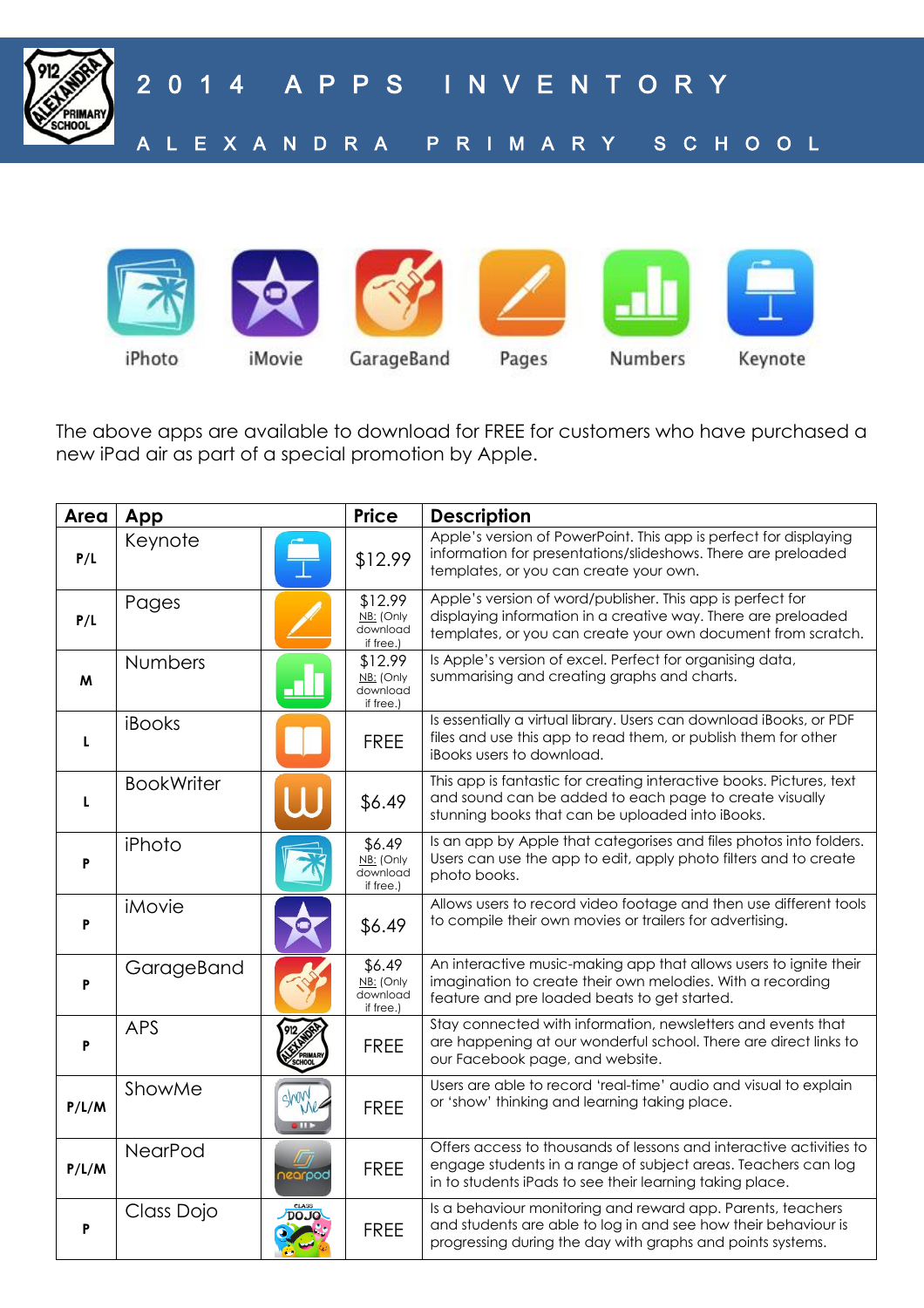# 2014 APPS INVENTORY

## ALEXANDRA PRIMARY SCHOOL

iPhoto iMovie GarageBand Pages Numbers Keynote

The above apps are available to download for FREE for customers who have purchased a new iPad air as part of a special promotion by Apple.

| Area | App | Price | Description |
|---|---|---|---|
| P/L | Keynote | $12.99 | Apple's version of PowerPoint. This app is perfect for displaying information for presentations/slideshows. There are preloaded templates, or you can create your own. |
| P/L | Pages | $12.99 NB: (Only download if free.) | Apple's version of word/publisher. This app is perfect for displaying information in a creative way. There are preloaded templates, or you can create your own document from scratch. |
| M | Numbers | $12.99 NB: (Only download if free.) | Is Apple's version of excel. Perfect for organising data, summarising and creating graphs and charts. |
| L | iBooks | FREE | Is essentially a virtual library. Users can download iBooks, or PDF files and use this app to read them, or publish them for other iBooks users to download. |
| L | BookWriter | $6.49 | This app is fantastic for creating interactive books. Pictures, text and sound can be added to each page to create visually stunning books that can be uploaded into iBooks. |
| P | iPhoto | $6.49 NB: (Only download if free.) | Is an app by Apple that categorises and files photos into folders. Users can use the app to edit, apply photo filters and to create photo books. |
| P | iMovie | $6.49 | Allows users to record video footage and then use different tools to compile their own movies or trailers for advertising. |
| P | GarageBand | $6.49 NB: (Only download if free.) | An interactive music-making app that allows users to ignite their imagination to create their own melodies. With a recording feature and pre loaded beats to get started. |
| P | APS | FREE | Stay connected with information, newsletters and events that are happening at our wonderful school. There are direct links to our Facebook page, and website. |
| P/L/M | ShowMe | FREE | Users are able to record 'real-time' audio and visual to explain or 'show' thinking and learning taking place. |
| P/L/M | NearPod | FREE | Offers access to thousands of lessons and interactive activities to engage students in a range of subject areas. Teachers can log in to students iPads to see their learning taking place. |
| P | Class Dojo | FREE | Is a behaviour monitoring and reward app. Parents, teachers and students are able to log in and see how their behaviour is progressing during the day with graphs and points systems. |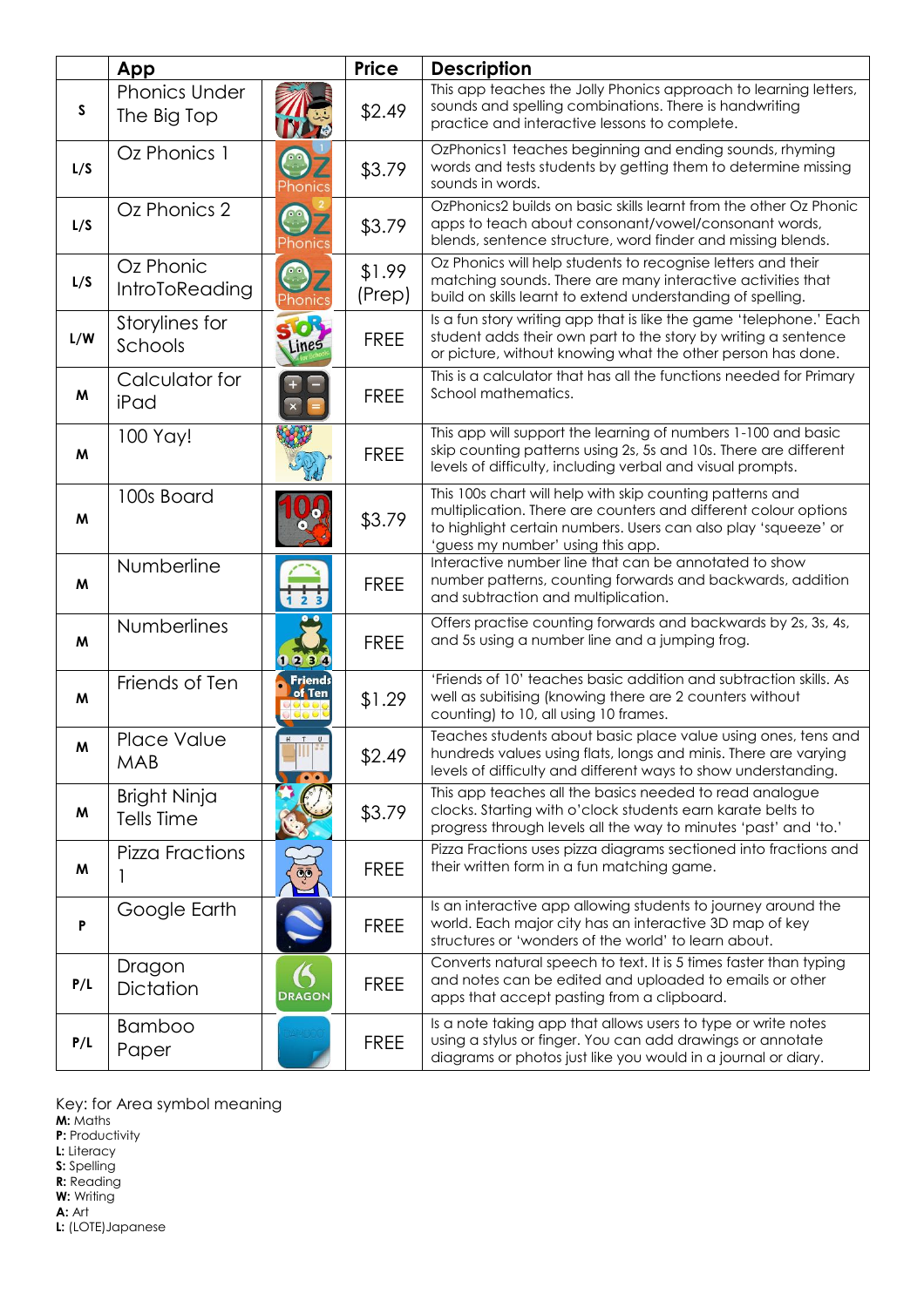| | App | | Price | Description |
|---|---|---|---|---|
| S | Phonics Under The Big Top | | $2.49 | This app teaches the Jolly Phonics approach to learning letters, sounds and spelling combinations. There is handwriting practice and interactive lessons to complete. |
| L/S | Oz Phonics 1 | | $3.79 | OzPhonics1 teaches beginning and ending sounds, rhyming words and tests students by getting them to determine missing sounds in words. |
| L/S | Oz Phonics 2 | | $3.79 | OzPhonics2 builds on basic skills learnt from the other Oz Phonic apps to teach about consonant/vowel/consonant words, blends, sentence structure, word finder and missing blends. |
| L/S | Oz Phonic IntroToReading | | $1.99 (Prep) | Oz Phonics will help students to recognise letters and their matching sounds. There are many interactive activities that build on skills learnt to extend understanding of spelling. |
| L/W | Storylines for Schools | | FREE | Is a fun story writing app that is like the game 'telephone.' Each student adds their own part to the story by writing a sentence or picture, without knowing what the other person has done. |
| M | Calculator for iPad | | FREE | This is a calculator that has all the functions needed for Primary School mathematics. |
| M | 100 Yay! | | FREE | This app will support the learning of numbers 1-100 and basic skip counting patterns using 2s, 5s and 10s. There are different levels of difficulty, including verbal and visual prompts. |
| M | 100s Board | | $3.79 | This 100s chart will help with skip counting patterns and multiplication. There are counters and different colour options to highlight certain numbers. Users can also play 'squeeze' or 'guess my number' using this app. |
| M | Numberline | | FREE | Interactive number line that can be annotated to show number patterns, counting forwards and backwards, addition and subtraction and multiplication. |
| M | Numberlines | | FREE | Offers practise counting forwards and backwards by 2s, 3s, 4s, and 5s using a number line and a jumping frog. |
| M | Friends of Ten | | $1.29 | 'Friends of 10' teaches basic addition and subtraction skills. As well as subitising (knowing there are 2 counters without counting) to 10, all using 10 frames. |
| M | Place Value MAB | | $2.49 | Teaches students about basic place value using ones, tens and hundreds values using flats, longs and minis. There are varying levels of difficulty and different ways to show understanding. |
| M | Bright Ninja Tells Time | | $3.79 | This app teaches all the basics needed to read analogue clocks. Starting with o'clock students earn karate belts to progress through levels all the way to minutes 'past' and 'to.' |
| M | Pizza Fractions 1 | | FREE | Pizza Fractions uses pizza diagrams sectioned into fractions and their written form in a fun matching game. |
| P | Google Earth | | FREE | Is an interactive app allowing students to journey around the world. Each major city has an interactive 3D map of key structures or 'wonders of the world' to learn about. |
| P/L | Dragon Dictation | | FREE | Converts natural speech to text. It is 5 times faster than typing and notes can be edited and uploaded to emails or other apps that accept pasting from a clipboard. |
| P/L | Bamboo Paper | | FREE | Is a note taking app that allows users to type or write notes using a stylus or finger. You can add drawings or annotate diagrams or photos just like you would in a journal or diary. |

Key: for Area symbol meaning

**M:** Maths
**P:** Productivity
**L:** Literacy
**S:** Spelling
**R:** Reading
**W:** Writing
**A:** Art
**L:** (LOTE)Japanese